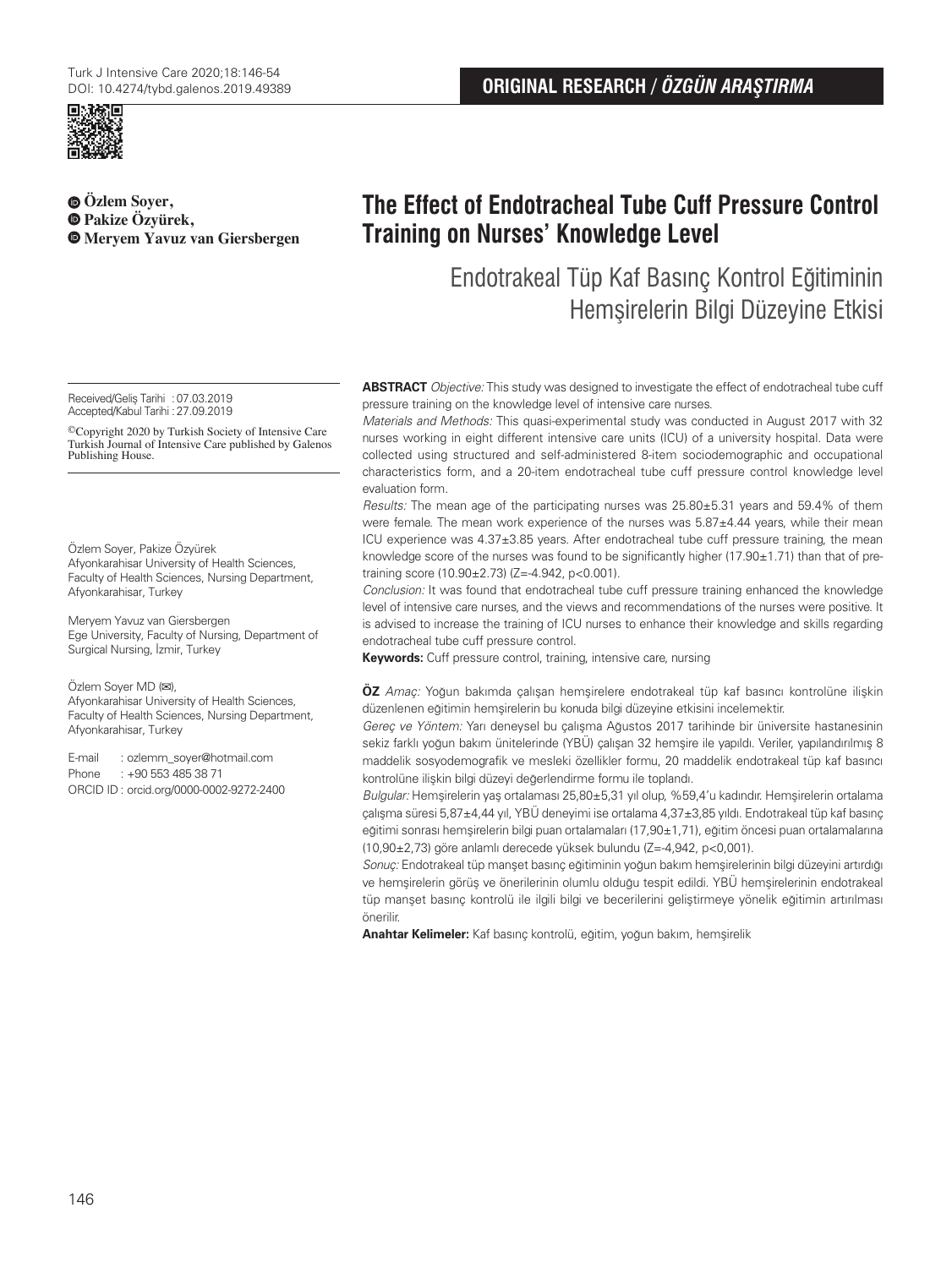ORIGINAL RESEARCH / *ÖZGÜN ARAŞTIRMA*

# The Effect of Endotracheal Tube Cuff Pressure Control Training on Nurses' Knowledge Level

## Endotrakeal Tüp Kaf Basınç Kontrol Eğitiminin Hemşirelerin Bilgi Düzeyine Etkisi

**Özlem Soyer, Pakize Özyürek, Meryem Yavuz van Giersbergen**

Received/Geliş Tarihi : 07.03.2019
Accepted/Kabul Tarihi : 27.09.2019

©Copyright 2020 by Turkish Society of Intensive Care
Turkish Journal of Intensive Care published by Galenos Publishing House.

Özlem Soyer, Pakize Özyürek
Afyonkarahisar University of Health Sciences, Faculty of Health Sciences, Nursing Department, Afyonkarahisar, Turkey

Meryem Yavuz van Giersbergen
Ege University, Faculty of Nursing, Department of Surgical Nursing, İzmir, Turkey

Özlem Soyer MD (✉),
Afyonkarahisar University of Health Sciences, Faculty of Health Sciences, Nursing Department, Afyonkarahisar, Turkey

E-mail : ozlemm_soyer@hotmail.com
Phone : +90 553 485 38 71
ORCID ID : orcid.org/0000-0002-9272-2400

**ABSTRACT** *Objective:* This study was designed to investigate the effect of endotracheal tube cuff pressure training on the knowledge level of intensive care nurses.

*Materials and Methods:* This quasi-experimental study was conducted in August 2017 with 32 nurses working in eight different intensive care units (ICU) of a university hospital. Data were collected using structured and self-administered 8-item sociodemographic and occupational characteristics form, and a 20-item endotracheal tube cuff pressure control knowledge level evaluation form.

*Results:* The mean age of the participating nurses was 25.80±5.31 years and 59.4% of them were female. The mean work experience of the nurses was 5.87±4.44 years, while their mean ICU experience was 4.37±3.85 years. After endotracheal tube cuff pressure training, the mean knowledge score of the nurses was found to be significantly higher (17.90±1.71) than that of pre-training score (10.90±2.73) (Z=-4.942, p<0.001).

*Conclusion:* It was found that endotracheal tube cuff pressure training enhanced the knowledge level of intensive care nurses, and the views and recommendations of the nurses were positive. It is advised to increase the training of ICU nurses to enhance their knowledge and skills regarding endotracheal tube cuff pressure control.

**Keywords:** Cuff pressure control, training, intensive care, nursing

**ÖZ** *Amaç:* Yoğun bakımda çalışan hemşirelere endotrakeal tüp kaf basıncı kontrolüne ilişkin düzenlenen eğitimin hemşirelerin bu konuda bilgi düzeyine etkisini incelemektir.

*Gereç ve Yöntem:* Yarı deneysel bu çalışma Ağustos 2017 tarihinde bir üniversite hastanesinin sekiz farklı yoğun bakım ünitelerinde (YBÜ) çalışan 32 hemşire ile yapıldı. Veriler, yapılandırılmış 8 maddelik sosyodemografik ve mesleki özellikler formu, 20 maddelik endotrakeal tüp kaf basıncı kontrolüne ilişkin bilgi düzeyi değerlendirme formu ile toplandı.

*Bulgular:* Hemşirelerin yaş ortalaması 25,80±5,31 yıl olup, %59,4'u kadındır. Hemşirelerin ortalama çalışma süresi 5,87±4,44 yıl, YBÜ deneyimi ise ortalama 4,37±3,85 yıldı. Endotrakeal tüp kaf basınç eğitimi sonrası hemşirelerin bilgi puan ortalamaları (17,90±1,71), eğitim öncesi puan ortalamalarına (10,90±2,73) göre anlamlı derecede yüksek bulundu (Z=-4,942, p<0,001).

*Sonuç:* Endotrakeal tüp manşet basınç eğitiminin yoğun bakım hemşirelerinin bilgi düzeyini artırdığı ve hemşirelerin görüş ve önerilerinin olumlu olduğu tespit edildi. YBÜ hemşirelerinin endotrakeal tüp manşet basınç kontrolü ile ilgili bilgi ve becerilerini geliştirmeye yönelik eğitimin artırılması önerilir.

**Anahtar Kelimeler:** Kaf basınç kontrolü, eğitim, yoğun bakım, hemşirelik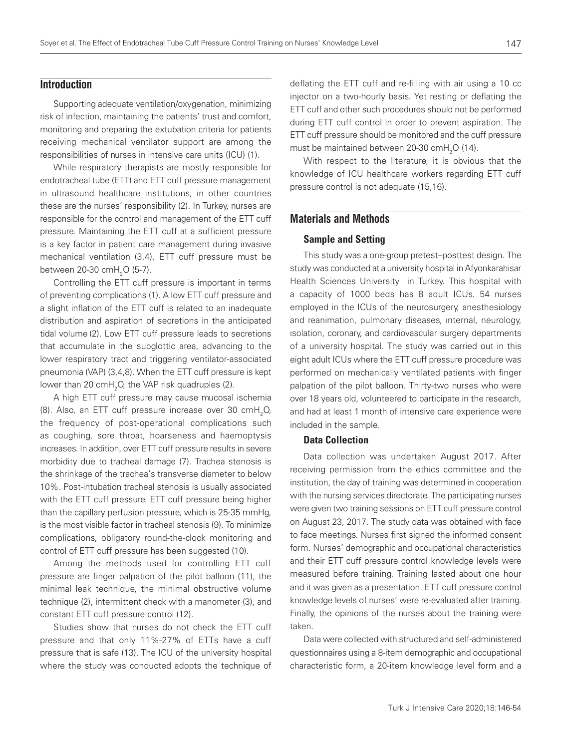## Introduction

Supporting adequate ventilation/oxygenation, minimizing risk of infection, maintaining the patients' trust and comfort, monitoring and preparing the extubation criteria for patients receiving mechanical ventilator support are among the responsibilities of nurses in intensive care units (ICU) (1).

While respiratory therapists are mostly responsible for endotracheal tube (ETT) and ETT cuff pressure management in ultrasound healthcare institutions, in other countries these are the nurses' responsibility (2). In Turkey, nurses are responsible for the control and management of the ETT cuff pressure. Maintaining the ETT cuff at a sufficient pressure is a key factor in patient care management during invasive mechanical ventilation (3,4). ETT cuff pressure must be between 20-30 $cmH_2O$ (5-7).

Controlling the ETT cuff pressure is important in terms of preventing complications (1). A low ETT cuff pressure and a slight inflation of the ETT cuff is related to an inadequate distribution and aspiration of secretions in the anticipated tidal volume (2). Low ETT cuff pressure leads to secretions that accumulate in the subglottic area, advancing to the lower respiratory tract and triggering ventilator-associated pneumonia (VAP) (3,4,8). When the ETT cuff pressure is kept lower than 20 $cmH_2O$, the VAP risk quadruples (2).

A high ETT cuff pressure may cause mucosal ischemia (8). Also, an ETT cuff pressure increase over 30 $cmH_2O$, the frequency of post-operational complications such as coughing, sore throat, hoarseness and haemoptysis increases. In addition, over ETT cuff pressure results in severe morbidity due to tracheal damage (7). Trachea stenosis is the shrinkage of the trachea's transverse diameter to below 10%. Post-intubation tracheal stenosis is usually associated with the ETT cuff pressure. ETT cuff pressure being higher than the capillary perfusion pressure, which is 25-35 mmHg, is the most visible factor in tracheal stenosis (9). To minimize complications, obligatory round-the-clock monitoring and control of ETT cuff pressure has been suggested (10).

Among the methods used for controlling ETT cuff pressure are finger palpation of the pilot balloon (11), the minimal leak technique, the minimal obstructive volume technique (2), intermittent check with a manometer (3), and constant ETT cuff pressure control (12).

Studies show that nurses do not check the ETT cuff pressure and that only 11%-27% of ETTs have a cuff pressure that is safe (13). The ICU of the university hospital where the study was conducted adopts the technique of deflating the ETT cuff and re-filling with air using a 10 cc injector on a two-hourly basis. Yet resting or deflating the ETT cuff and other such procedures should not be performed during ETT cuff control in order to prevent aspiration. The ETT cuff pressure should be monitored and the cuff pressure must be maintained between 20-30 $cmH_2O$ (14).

With respect to the literature, it is obvious that the knowledge of ICU healthcare workers regarding ETT cuff pressure control is not adequate (15,16).

## Materials and Methods

### Sample and Setting

This study was a one-group pretest–posttest design. The study was conducted at a university hospital in Afyonkarahisar Health Sciences University in Turkey. This hospital with a capacity of 1000 beds has 8 adult ICUs. 54 nurses employed in the ICUs of the neurosurgery, anesthesiology and reanimation, pulmonary diseases, ınternal, neurology, ısolation, coronary, and cardiovascular surgery departments of a university hospital. The study was carried out in this eight adult ICUs where the ETT cuff pressure procedure was performed on mechanically ventilated patients with finger palpation of the pilot balloon. Thirty-two nurses who were over 18 years old, volunteered to participate in the research, and had at least 1 month of intensive care experience were included in the sample.

### Data Collection

Data collection was undertaken August 2017. After receiving permission from the ethics committee and the institution, the day of training was determined in cooperation with the nursing services directorate. The participating nurses were given two training sessions on ETT cuff pressure control on August 23, 2017. The study data was obtained with face to face meetings. Nurses first signed the informed consent form. Nurses' demographic and occupational characteristics and their ETT cuff pressure control knowledge levels were measured before training. Training lasted about one hour and it was given as a presentation. ETT cuff pressure control knowledge levels of nurses' were re-evaluated after training. Finally, the opinions of the nurses about the training were taken.

Data were collected with structured and self-administered questionnaires using a 8-item demographic and occupational characteristic form, a 20-item knowledge level form and a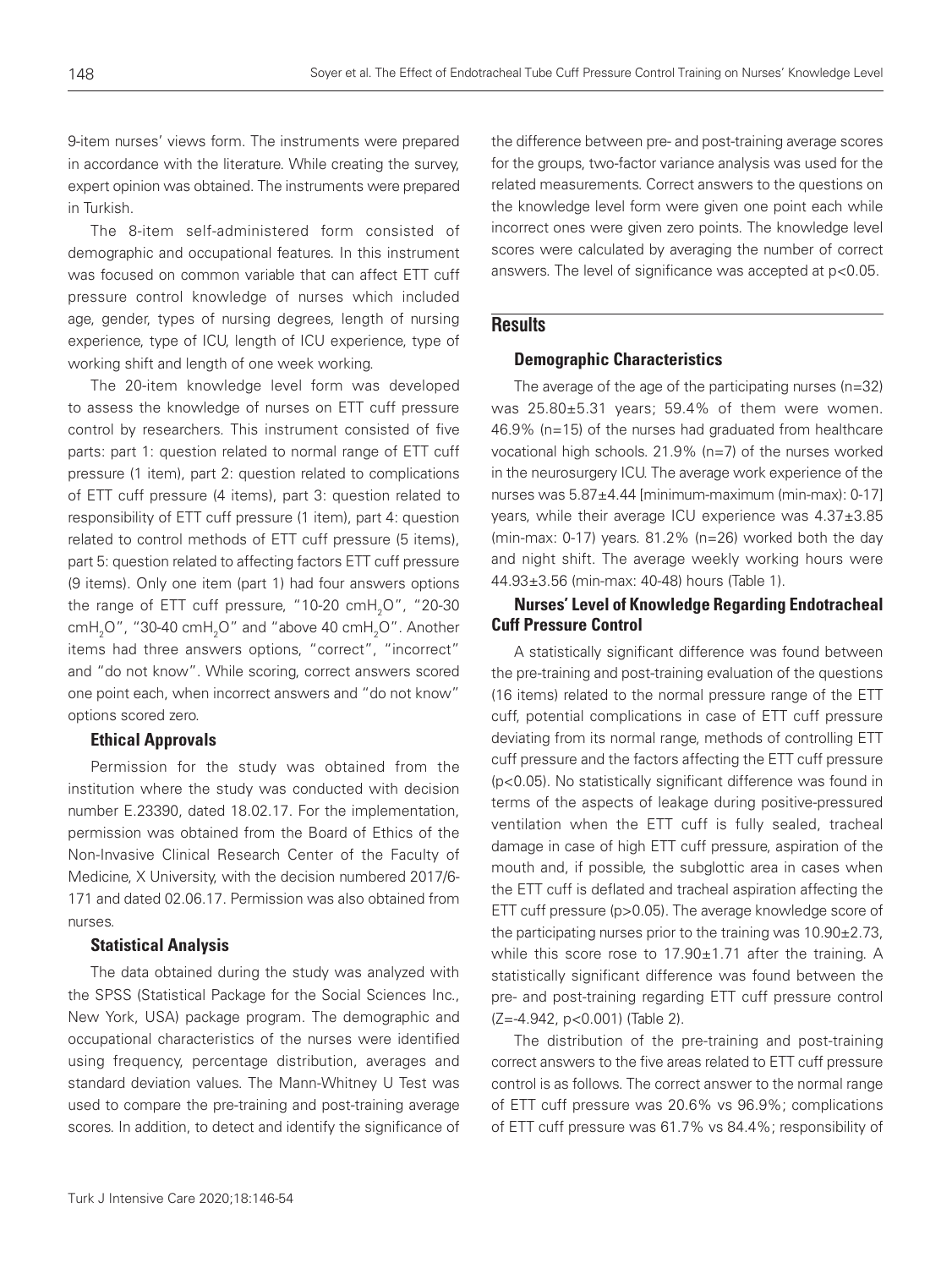9-item nurses' views form. The instruments were prepared in accordance with the literature. While creating the survey, expert opinion was obtained. The instruments were prepared in Turkish.

The 8-item self-administered form consisted of demographic and occupational features. In this instrument was focused on common variable that can affect ETT cuff pressure control knowledge of nurses which included age, gender, types of nursing degrees, length of nursing experience, type of ICU, length of ICU experience, type of working shift and length of one week working.

The 20-item knowledge level form was developed to assess the knowledge of nurses on ETT cuff pressure control by researchers. This instrument consisted of five parts: part 1: question related to normal range of ETT cuff pressure (1 item), part 2: question related to complications of ETT cuff pressure (4 items), part 3: question related to responsibility of ETT cuff pressure (1 item), part 4: question related to control methods of ETT cuff pressure (5 items), part 5: question related to affecting factors ETT cuff pressure (9 items). Only one item (part 1) had four answers options the range of ETT cuff pressure, "10-20 cm$H_2O$", "20-30 cm$H_2O$", "30-40 cm$H_2O$" and "above 40 cm$H_2O$". Another items had three answers options, "correct", "incorrect" and "do not know". While scoring, correct answers scored one point each, when incorrect answers and "do not know" options scored zero.

### Ethical Approvals

Permission for the study was obtained from the institution where the study was conducted with decision number E.23390, dated 18.02.17. For the implementation, permission was obtained from the Board of Ethics of the Non-Invasive Clinical Research Center of the Faculty of Medicine, X University, with the decision numbered 2017/6-171 and dated 02.06.17. Permission was also obtained from nurses.

### Statistical Analysis

The data obtained during the study was analyzed with the SPSS (Statistical Package for the Social Sciences Inc., New York, USA) package program. The demographic and occupational characteristics of the nurses were identified using frequency, percentage distribution, averages and standard deviation values. The Mann-Whitney U Test was used to compare the pre-training and post-training average scores. In addition, to detect and identify the significance of the difference between pre- and post-training average scores for the groups, two-factor variance analysis was used for the related measurements. Correct answers to the questions on the knowledge level form were given one point each while incorrect ones were given zero points. The knowledge level scores were calculated by averaging the number of correct answers. The level of significance was accepted at $p<0.05$.

## Results

### Demographic Characteristics

The average of the age of the participating nurses (n=32) was 25.80±5.31 years; 59.4% of them were women. 46.9% (n=15) of the nurses had graduated from healthcare vocational high schools. 21.9% (n=7) of the nurses worked in the neurosurgery ICU. The average work experience of the nurses was 5.87±4.44 [minimum-maximum (min-max): 0-17] years, while their average ICU experience was 4.37±3.85 (min-max: 0-17) years. 81.2% (n=26) worked both the day and night shift. The average weekly working hours were 44.93±3.56 (min-max: 40-48) hours (Table 1).

### Nurses' Level of Knowledge Regarding Endotracheal Cuff Pressure Control

A statistically significant difference was found between the pre-training and post-training evaluation of the questions (16 items) related to the normal pressure range of the ETT cuff, potential complications in case of ETT cuff pressure deviating from its normal range, methods of controlling ETT cuff pressure and the factors affecting the ETT cuff pressure ($p<0.05$). No statistically significant difference was found in terms of the aspects of leakage during positive-pressured ventilation when the ETT cuff is fully sealed, tracheal damage in case of high ETT cuff pressure, aspiration of the mouth and, if possible, the subglottic area in cases when the ETT cuff is deflated and tracheal aspiration affecting the ETT cuff pressure ($p>0.05$). The average knowledge score of the participating nurses prior to the training was 10.90±2.73, while this score rose to 17.90±1.71 after the training. A statistically significant difference was found between the pre- and post-training regarding ETT cuff pressure control ($Z=-4.942$, $p<0.001$) (Table 2).

The distribution of the pre-training and post-training correct answers to the five areas related to ETT cuff pressure control is as follows. The correct answer to the normal range of ETT cuff pressure was 20.6% vs 96.9%; complications of ETT cuff pressure was 61.7% vs 84.4%; responsibility of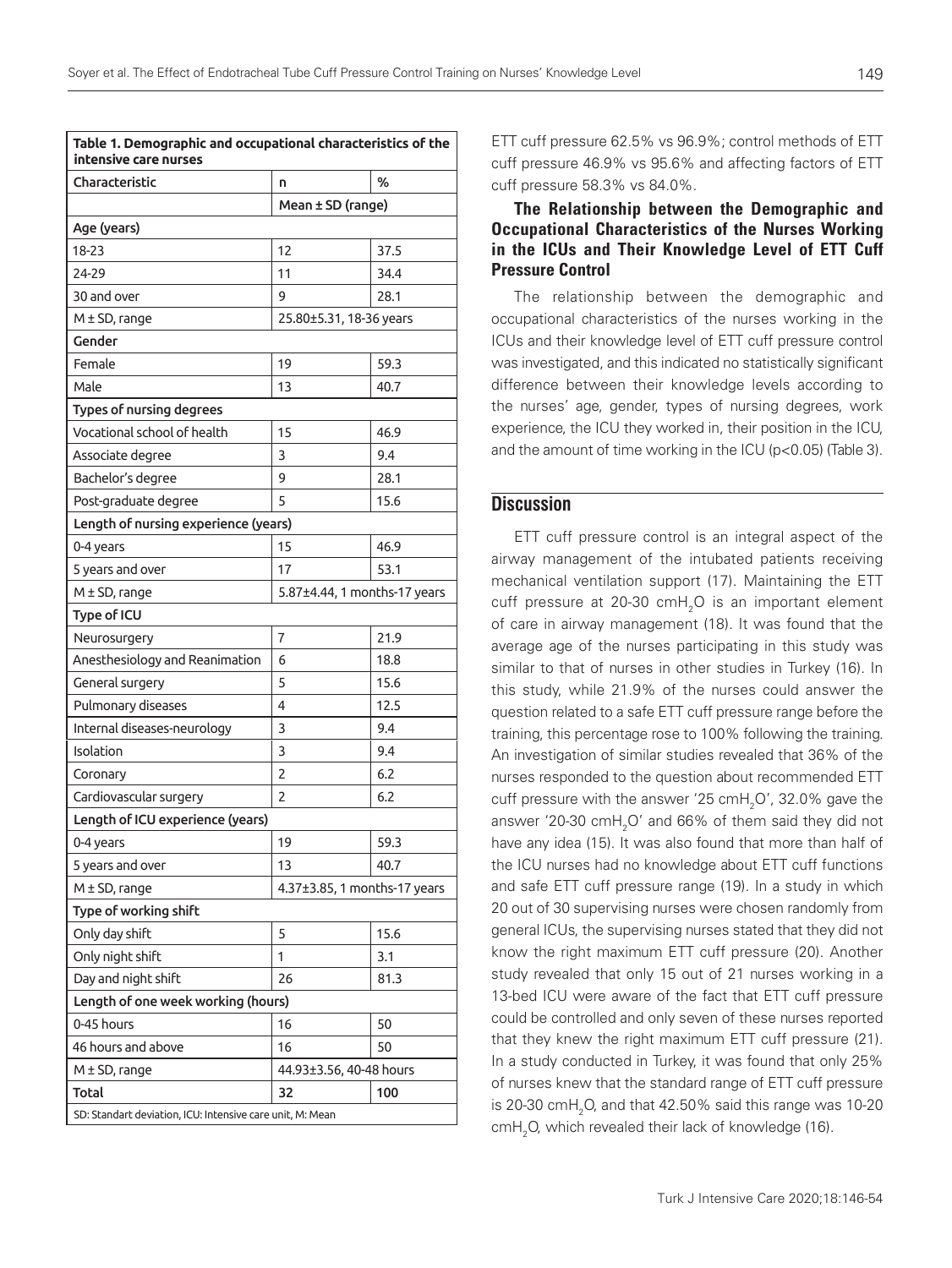**Table 1. Demographic and occupational characteristics of the intensive care nurses**

| Characteristic | n | % |
|---|---|---|
| | Mean ± SD (range) | |
| **Age (years)** | | |
| 18-23 | 12 | 37.5 |
| 24-29 | 11 | 34.4 |
| 30 and over | 9 | 28.1 |
| M ± SD, range | 25.80±5.31, 18-36 years | |
| **Gender** | | |
| Female | 19 | 59.3 |
| Male | 13 | 40.7 |
| **Types of nursing degrees** | | |
| Vocational school of health | 15 | 46.9 |
| Associate degree | 3 | 9.4 |
| Bachelor's degree | 9 | 28.1 |
| Post-graduate degree | 5 | 15.6 |
| **Length of nursing experience (years)** | | |
| 0-4 years | 15 | 46.9 |
| 5 years and over | 17 | 53.1 |
| M ± SD, range | 5.87±4.44, 1 months-17 years | |
| **Type of ICU** | | |
| Neurosurgery | 7 | 21.9 |
| Anesthesiology and Reanimation | 6 | 18.8 |
| General surgery | 5 | 15.6 |
| Pulmonary diseases | 4 | 12.5 |
| Internal diseases-neurology | 3 | 9.4 |
| Isolation | 3 | 9.4 |
| Coronary | 2 | 6.2 |
| Cardiovascular surgery | 2 | 6.2 |
| **Length of ICU experience (years)** | | |
| 0-4 years | 19 | 59.3 |
| 5 years and over | 13 | 40.7 |
| M ± SD, range | 4.37±3.85, 1 months-17 years | |
| **Type of working shift** | | |
| Only day shift | 5 | 15.6 |
| Only night shift | 1 | 3.1 |
| Day and night shift | 26 | 81.3 |
| **Length of one week working (hours)** | | |
| 0-45 hours | 16 | 50 |
| 46 hours and above | 16 | 50 |
| M ± SD, range | 44.93±3.56, 40-48 hours | |
| **Total** | **32** | **100** |

SD: Standart deviation, ICU: Intensive care unit, M: Mean

ETT cuff pressure 62.5% vs 96.9%; control methods of ETT cuff pressure 46.9% vs 95.6% and affecting factors of ETT cuff pressure 58.3% vs 84.0%.

### The Relationship between the Demographic and Occupational Characteristics of the Nurses Working in the ICUs and Their Knowledge Level of ETT Cuff Pressure Control

The relationship between the demographic and occupational characteristics of the nurses working in the ICUs and their knowledge level of ETT cuff pressure control was investigated, and this indicated no statistically significant difference between their knowledge levels according to the nurses' age, gender, types of nursing degrees, work experience, the ICU they worked in, their position in the ICU, and the amount of time working in the ICU ($p<0.05$) (Table 3).

## Discussion

ETT cuff pressure control is an integral aspect of the airway management of the intubated patients receiving mechanical ventilation support (17). Maintaining the ETT cuff pressure at 20-30 $cmH_2O$ is an important element of care in airway management (18). It was found that the average age of the nurses participating in this study was similar to that of nurses in other studies in Turkey (16). In this study, while 21.9% of the nurses could answer the question related to a safe ETT cuff pressure range before the training, this percentage rose to 100% following the training. An investigation of similar studies revealed that 36% of the nurses responded to the question about recommended ETT cuff pressure with the answer '25 $cmH_2O$', 32.0% gave the answer '20-30 $cmH_2O$' and 66% of them said they did not have any idea (15). It was also found that more than half of the ICU nurses had no knowledge about ETT cuff functions and safe ETT cuff pressure range (19). In a study in which 20 out of 30 supervising nurses were chosen randomly from general ICUs, the supervising nurses stated that they did not know the right maximum ETT cuff pressure (20). Another study revealed that only 15 out of 21 nurses working in a 13-bed ICU were aware of the fact that ETT cuff pressure could be controlled and only seven of these nurses reported that they knew the right maximum ETT cuff pressure (21). In a study conducted in Turkey, it was found that only 25% of nurses knew that the standard range of ETT cuff pressure is 20-30 $cmH_2O$, and that 42.50% said this range was 10-20 $cmH_2O$, which revealed their lack of knowledge (16).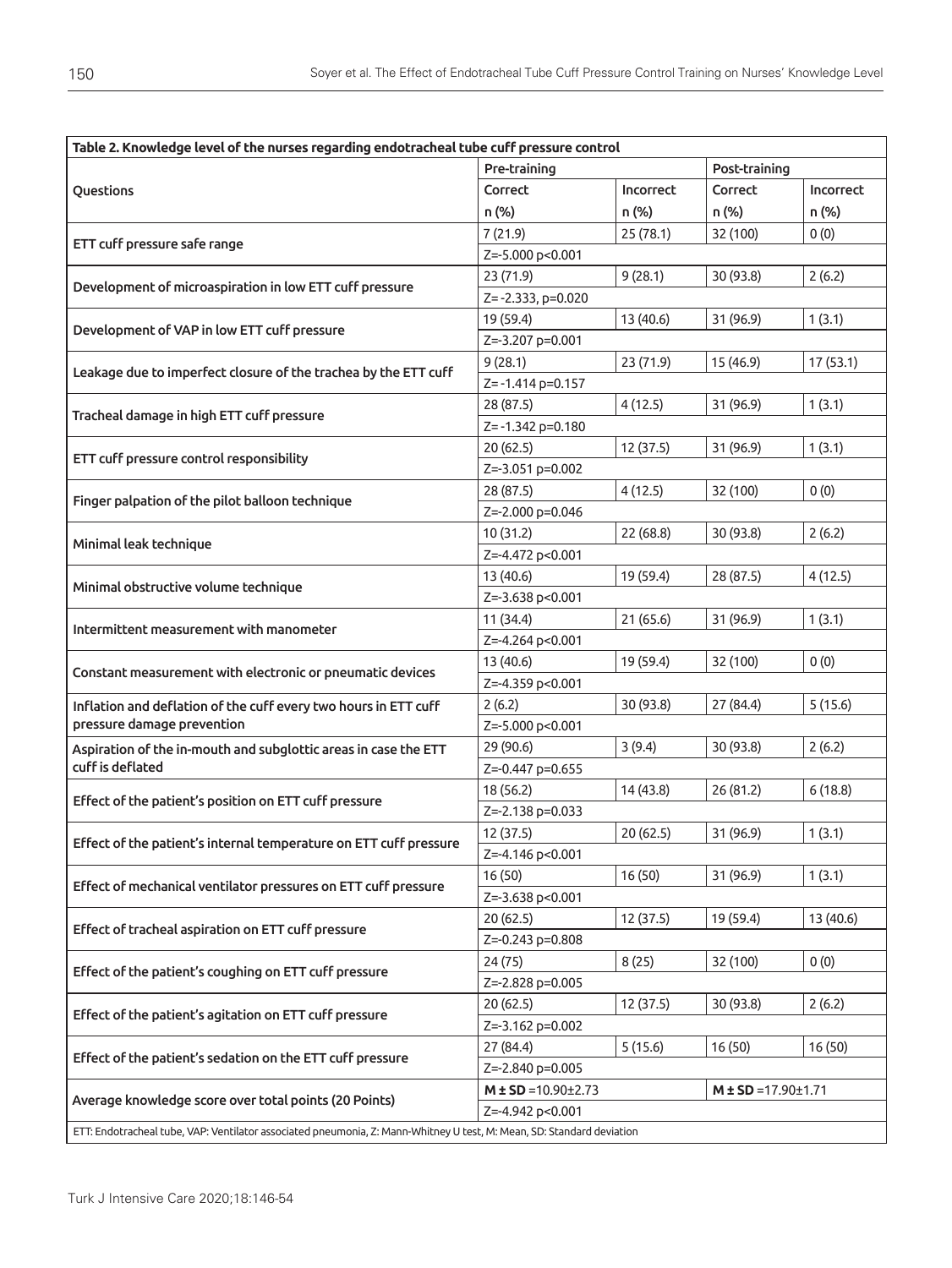**Table 2. Knowledge level of the nurses regarding endotracheal tube cuff pressure control**

| Questions | Pre-training | | Post-training | |
|---|---|---|---|---|
| | Correct n (%) | Incorrect n (%) | Correct n (%) | Incorrect n (%) |
| ETT cuff pressure safe range | 7 (21.9) | 25 (78.1) | 32 (100) | 0 (0) |
| | Z=-5.000 p<0.001 | | | |
| Development of microaspiration in low ETT cuff pressure | 23 (71.9) | 9 (28.1) | 30 (93.8) | 2 (6.2) |
| | Z= -2.333, p=0.020 | | | |
| Development of VAP in low ETT cuff pressure | 19 (59.4) | 13 (40.6) | 31 (96.9) | 1 (3.1) |
| | Z=-3.207 p=0.001 | | | |
| Leakage due to imperfect closure of the trachea by the ETT cuff | 9 (28.1) | 23 (71.9) | 15 (46.9) | 17 (53.1) |
| | Z= -1.414 p=0.157 | | | |
| Tracheal damage in high ETT cuff pressure | 28 (87.5) | 4 (12.5) | 31 (96.9) | 1 (3.1) |
| | Z= -1.342 p=0.180 | | | |
| ETT cuff pressure control responsibility | 20 (62.5) | 12 (37.5) | 31 (96.9) | 1 (3.1) |
| | Z=-3.051 p=0.002 | | | |
| Finger palpation of the pilot balloon technique | 28 (87.5) | 4 (12.5) | 32 (100) | 0 (0) |
| | Z=-2.000 p=0.046 | | | |
| Minimal leak technique | 10 (31.2) | 22 (68.8) | 30 (93.8) | 2 (6.2) |
| | Z=-4.472 p<0.001 | | | |
| Minimal obstructive volume technique | 13 (40.6) | 19 (59.4) | 28 (87.5) | 4 (12.5) |
| | Z=-3.638 p<0.001 | | | |
| Intermittent measurement with manometer | 11 (34.4) | 21 (65.6) | 31 (96.9) | 1 (3.1) |
| | Z=-4.264 p<0.001 | | | |
| Constant measurement with electronic or pneumatic devices | 13 (40.6) | 19 (59.4) | 32 (100) | 0 (0) |
| | Z=-4.359 p<0.001 | | | |
| Inflation and deflation of the cuff every two hours in ETT cuff pressure damage prevention | 2 (6.2) | 30 (93.8) | 27 (84.4) | 5 (15.6) |
| | Z=-5.000 p<0.001 | | | |
| Aspiration of the in-mouth and subglottic areas in case the ETT cuff is deflated | 29 (90.6) | 3 (9.4) | 30 (93.8) | 2 (6.2) |
| | Z=-0.447 p=0.655 | | | |
| Effect of the patient's position on ETT cuff pressure | 18 (56.2) | 14 (43.8) | 26 (81.2) | 6 (18.8) |
| | Z=-2.138 p=0.033 | | | |
| Effect of the patient's internal temperature on ETT cuff pressure | 12 (37.5) | 20 (62.5) | 31 (96.9) | 1 (3.1) |
| | Z=-4.146 p<0.001 | | | |
| Effect of mechanical ventilator pressures on ETT cuff pressure | 16 (50) | 16 (50) | 31 (96.9) | 1 (3.1) |
| | Z=-3.638 p<0.001 | | | |
| Effect of tracheal aspiration on ETT cuff pressure | 20 (62.5) | 12 (37.5) | 19 (59.4) | 13 (40.6) |
| | Z=-0.243 p=0.808 | | | |
| Effect of the patient's coughing on ETT cuff pressure | 24 (75) | 8 (25) | 32 (100) | 0 (0) |
| | Z=-2.828 p=0.005 | | | |
| Effect of the patient's agitation on ETT cuff pressure | 20 (62.5) | 12 (37.5) | 30 (93.8) | 2 (6.2) |
| | Z=-3.162 p=0.002 | | | |
| Effect of the patient's sedation on the ETT cuff pressure | 27 (84.4) | 5 (15.6) | 16 (50) | 16 (50) |
| | Z=-2.840 p=0.005 | | | |
| Average knowledge score over total points (20 Points) | **M ± SD** =10.90±2.73 | | **M ± SD** =17.90±1.71 | |
| | Z=-4.942 p<0.001 | | | |

ETT: Endotracheal tube, VAP: Ventilator associated pneumonia, Z: Mann-Whitney U test, M: Mean, SD: Standard deviation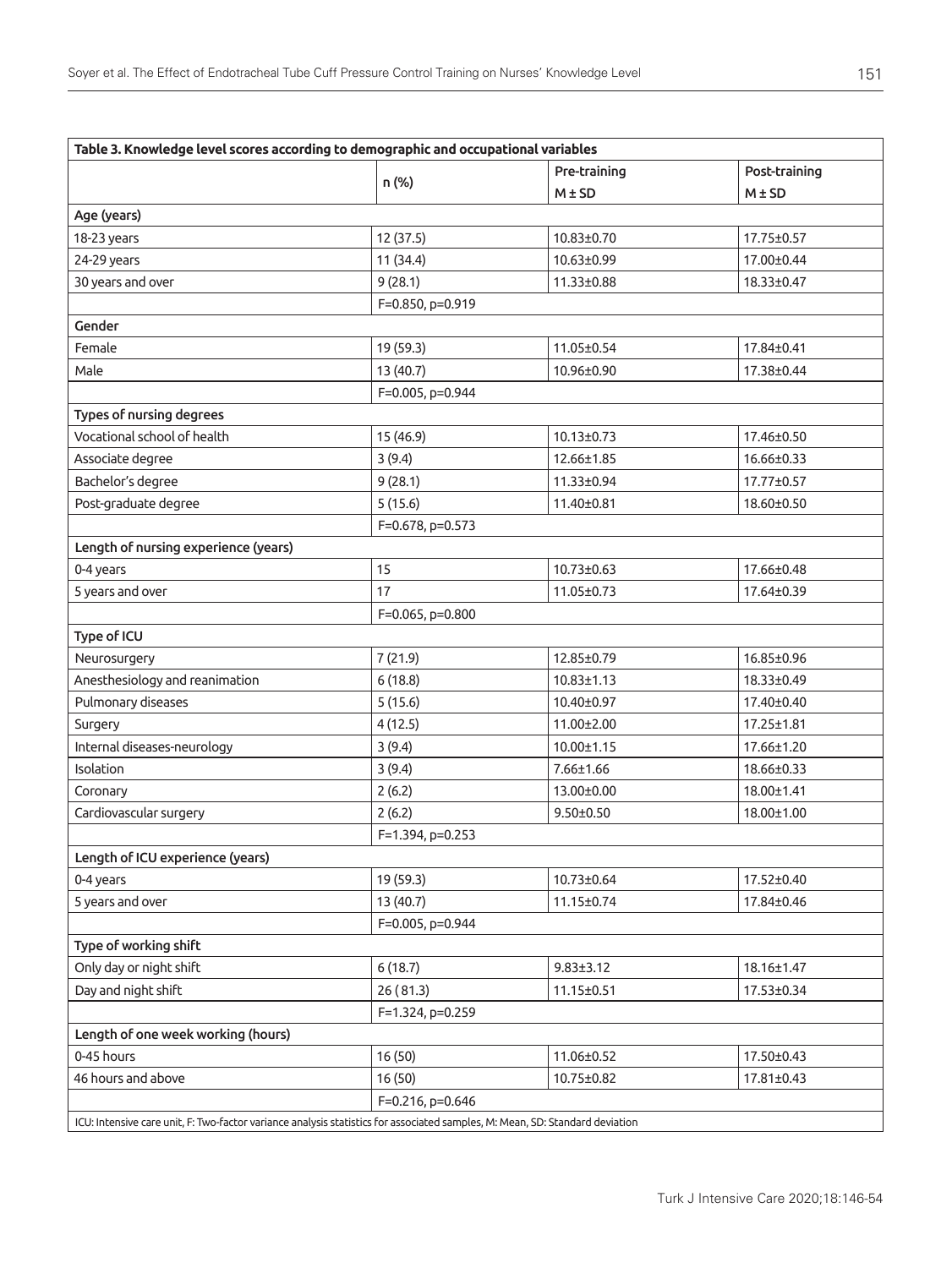| Table 3. Knowledge level scores according to demographic and occupational variables | | | |
|---|---|---|---|
| | n (%) | Pre-training M ± SD | Post-training M ± SD |
| **Age (years)** | | | |
| 18-23 years | 12 (37.5) | 10.83±0.70 | 17.75±0.57 |
| 24-29 years | 11 (34.4) | 10.63±0.99 | 17.00±0.44 |
| 30 years and over | 9 (28.1) | 11.33±0.88 | 18.33±0.47 |
| | F=0.850, p=0.919 | | |
| **Gender** | | | |
| Female | 19 (59.3) | 11.05±0.54 | 17.84±0.41 |
| Male | 13 (40.7) | 10.96±0.90 | 17.38±0.44 |
| | F=0.005, p=0.944 | | |
| **Types of nursing degrees** | | | |
| Vocational school of health | 15 (46.9) | 10.13±0.73 | 17.46±0.50 |
| Associate degree | 3 (9.4) | 12.66±1.85 | 16.66±0.33 |
| Bachelor's degree | 9 (28.1) | 11.33±0.94 | 17.77±0.57 |
| Post-graduate degree | 5 (15.6) | 11.40±0.81 | 18.60±0.50 |
| | F=0.678, p=0.573 | | |
| **Length of nursing experience (years)** | | | |
| 0-4 years | 15 | 10.73±0.63 | 17.66±0.48 |
| 5 years and over | 17 | 11.05±0.73 | 17.64±0.39 |
| | F=0.065, p=0.800 | | |
| **Type of ICU** | | | |
| Neurosurgery | 7 (21.9) | 12.85±0.79 | 16.85±0.96 |
| Anesthesiology and reanimation | 6 (18.8) | 10.83±1.13 | 18.33±0.49 |
| Pulmonary diseases | 5 (15.6) | 10.40±0.97 | 17.40±0.40 |
| Surgery | 4 (12.5) | 11.00±2.00 | 17.25±1.81 |
| Internal diseases-neurology | 3 (9.4) | 10.00±1.15 | 17.66±1.20 |
| Isolation | 3 (9.4) | 7.66±1.66 | 18.66±0.33 |
| Coronary | 2 (6.2) | 13.00±0.00 | 18.00±1.41 |
| Cardiovascular surgery | 2 (6.2) | 9.50±0.50 | 18.00±1.00 |
| | F=1.394, p=0.253 | | |
| **Length of ICU experience (years)** | | | |
| 0-4 years | 19 (59.3) | 10.73±0.64 | 17.52±0.40 |
| 5 years and over | 13 (40.7) | 11.15±0.74 | 17.84±0.46 |
| | F=0.005, p=0.944 | | |
| **Type of working shift** | | | |
| Only day or night shift | 6 (18.7) | 9.83±3.12 | 18.16±1.47 |
| Day and night shift | 26 ( 81.3) | 11.15±0.51 | 17.53±0.34 |
| | F=1.324, p=0.259 | | |
| **Length of one week working (hours)** | | | |
| 0-45 hours | 16 (50) | 11.06±0.52 | 17.50±0.43 |
| 46 hours and above | 16 (50) | 10.75±0.82 | 17.81±0.43 |
| | F=0.216, p=0.646 | | |

ICU: Intensive care unit, F: Two-factor variance analysis statistics for associated samples, M: Mean, SD: Standard deviation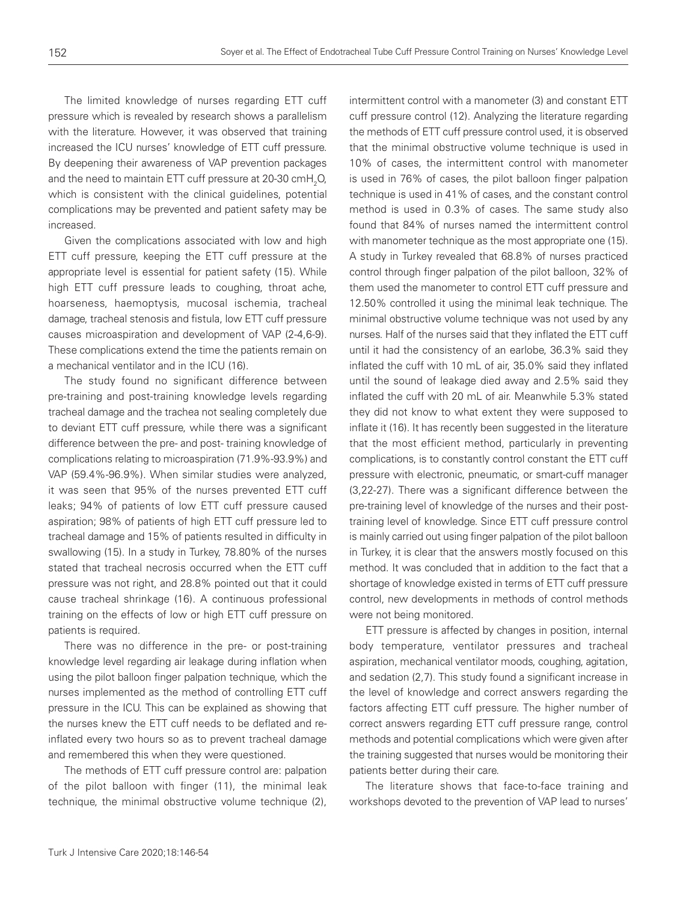The limited knowledge of nurses regarding ETT cuff pressure which is revealed by research shows a parallelism with the literature. However, it was observed that training increased the ICU nurses' knowledge of ETT cuff pressure. By deepening their awareness of VAP prevention packages and the need to maintain ETT cuff pressure at 20-30 cm$H_2O$, which is consistent with the clinical guidelines, potential complications may be prevented and patient safety may be increased.

Given the complications associated with low and high ETT cuff pressure, keeping the ETT cuff pressure at the appropriate level is essential for patient safety (15). While high ETT cuff pressure leads to coughing, throat ache, hoarseness, haemoptysis, mucosal ischemia, tracheal damage, tracheal stenosis and fistula, low ETT cuff pressure causes microaspiration and development of VAP (2-4,6-9). These complications extend the time the patients remain on a mechanical ventilator and in the ICU (16).

The study found no significant difference between pre-training and post-training knowledge levels regarding tracheal damage and the trachea not sealing completely due to deviant ETT cuff pressure, while there was a significant difference between the pre- and post- training knowledge of complications relating to microaspiration (71.9%-93.9%) and VAP (59.4%-96.9%). When similar studies were analyzed, it was seen that 95% of the nurses prevented ETT cuff leaks; 94% of patients of low ETT cuff pressure caused aspiration; 98% of patients of high ETT cuff pressure led to tracheal damage and 15% of patients resulted in difficulty in swallowing (15). In a study in Turkey, 78.80% of the nurses stated that tracheal necrosis occurred when the ETT cuff pressure was not right, and 28.8% pointed out that it could cause tracheal shrinkage (16). A continuous professional training on the effects of low or high ETT cuff pressure on patients is required.

There was no difference in the pre- or post-training knowledge level regarding air leakage during inflation when using the pilot balloon finger palpation technique, which the nurses implemented as the method of controlling ETT cuff pressure in the ICU. This can be explained as showing that the nurses knew the ETT cuff needs to be deflated and re-inflated every two hours so as to prevent tracheal damage and remembered this when they were questioned.

The methods of ETT cuff pressure control are: palpation of the pilot balloon with finger (11), the minimal leak technique, the minimal obstructive volume technique (2), intermittent control with a manometer (3) and constant ETT cuff pressure control (12). Analyzing the literature regarding the methods of ETT cuff pressure control used, it is observed that the minimal obstructive volume technique is used in 10% of cases, the intermittent control with manometer is used in 76% of cases, the pilot balloon finger palpation technique is used in 41% of cases, and the constant control method is used in 0.3% of cases. The same study also found that 84% of nurses named the intermittent control with manometer technique as the most appropriate one (15). A study in Turkey revealed that 68.8% of nurses practiced control through finger palpation of the pilot balloon, 32% of them used the manometer to control ETT cuff pressure and 12.50% controlled it using the minimal leak technique. The minimal obstructive volume technique was not used by any nurses. Half of the nurses said that they inflated the ETT cuff until it had the consistency of an earlobe, 36.3% said they inflated the cuff with 10 mL of air, 35.0% said they inflated until the sound of leakage died away and 2.5% said they inflated the cuff with 20 mL of air. Meanwhile 5.3% stated they did not know to what extent they were supposed to inflate it (16). It has recently been suggested in the literature that the most efficient method, particularly in preventing complications, is to constantly control constant the ETT cuff pressure with electronic, pneumatic, or smart-cuff manager (3,22-27). There was a significant difference between the pre-training level of knowledge of the nurses and their post-training level of knowledge. Since ETT cuff pressure control is mainly carried out using finger palpation of the pilot balloon in Turkey, it is clear that the answers mostly focused on this method. It was concluded that in addition to the fact that a shortage of knowledge existed in terms of ETT cuff pressure control, new developments in methods of control methods were not being monitored.

ETT pressure is affected by changes in position, internal body temperature, ventilator pressures and tracheal aspiration, mechanical ventilator moods, coughing, agitation, and sedation (2,7). This study found a significant increase in the level of knowledge and correct answers regarding the factors affecting ETT cuff pressure. The higher number of correct answers regarding ETT cuff pressure range, control methods and potential complications which were given after the training suggested that nurses would be monitoring their patients better during their care.

The literature shows that face-to-face training and workshops devoted to the prevention of VAP lead to nurses'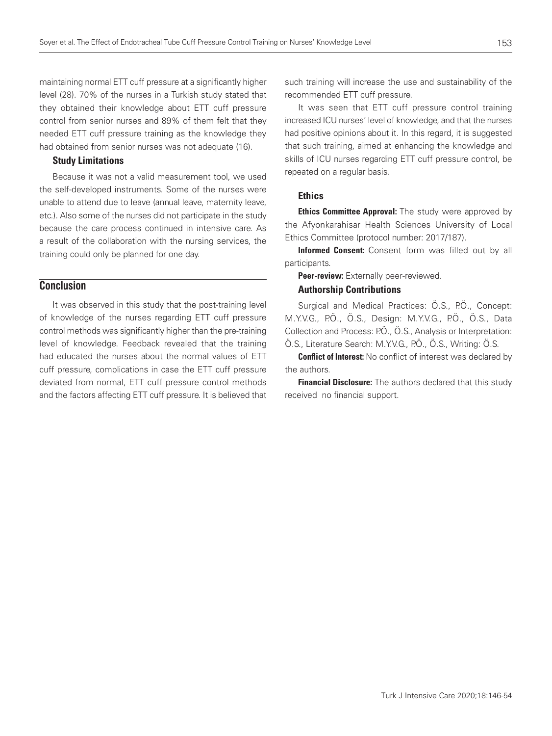maintaining normal ETT cuff pressure at a significantly higher level (28). 70% of the nurses in a Turkish study stated that they obtained their knowledge about ETT cuff pressure control from senior nurses and 89% of them felt that they needed ETT cuff pressure training as the knowledge they had obtained from senior nurses was not adequate (16).

### Study Limitations

Because it was not a valid measurement tool, we used the self-developed instruments. Some of the nurses were unable to attend due to leave (annual leave, maternity leave, etc.). Also some of the nurses did not participate in the study because the care process continued in intensive care. As a result of the collaboration with the nursing services, the training could only be planned for one day.

## Conclusion

It was observed in this study that the post-training level of knowledge of the nurses regarding ETT cuff pressure control methods was significantly higher than the pre-training level of knowledge. Feedback revealed that the training had educated the nurses about the normal values of ETT cuff pressure, complications in case the ETT cuff pressure deviated from normal, ETT cuff pressure control methods and the factors affecting ETT cuff pressure. It is believed that such training will increase the use and sustainability of the recommended ETT cuff pressure.

It was seen that ETT cuff pressure control training increased ICU nurses' level of knowledge, and that the nurses had positive opinions about it. In this regard, it is suggested that such training, aimed at enhancing the knowledge and skills of ICU nurses regarding ETT cuff pressure control, be repeated on a regular basis.

### Ethics

**Ethics Committee Approval:** The study were approved by the Afyonkarahisar Health Sciences University of Local Ethics Committee (protocol number: 2017/187).

**Informed Consent:** Consent form was filled out by all participants.

**Peer-review:** Externally peer-reviewed.

### Authorship Contributions

Surgical and Medical Practices: Ö.S., P.Ö., Concept: M.Y.V.G., P.Ö., Ö.S., Design: M.Y.V.G., P.Ö., Ö.S., Data Collection and Process: P.Ö., Ö.S., Analysis or Interpretation: Ö.S., Literature Search: M.Y.V.G., P.Ö., Ö.S., Writing: Ö.S.

**Conflict of Interest:** No conflict of interest was declared by the authors.

**Financial Disclosure:** The authors declared that this study received no financial support.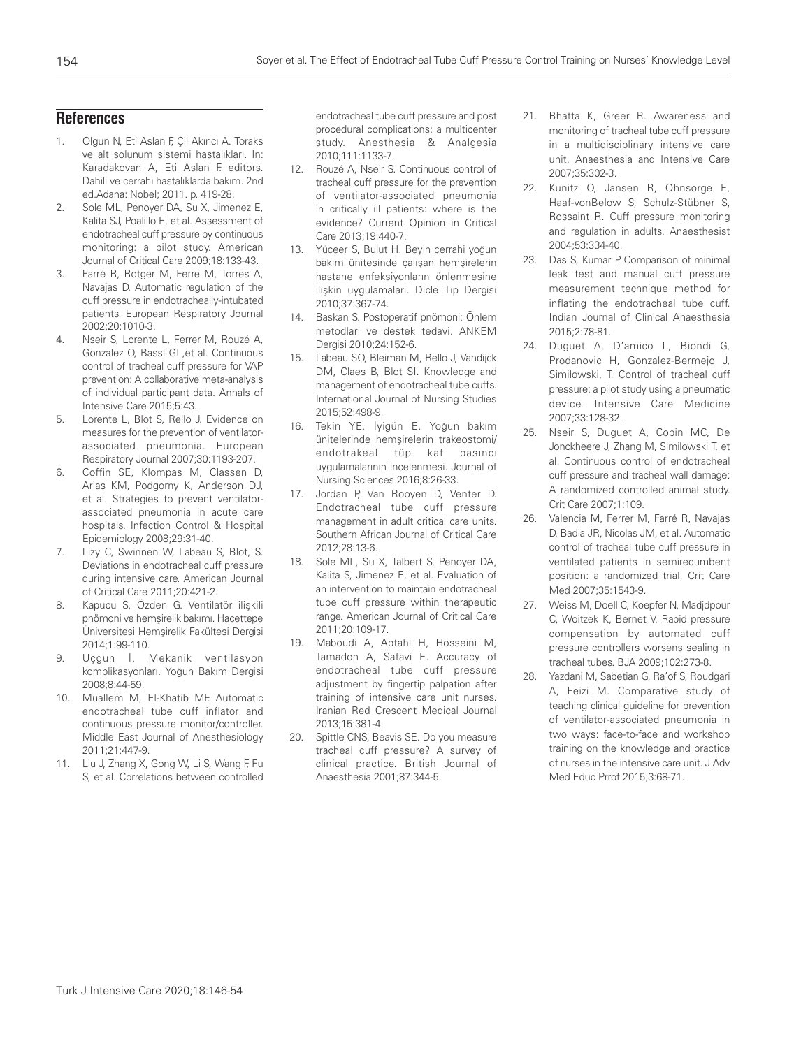## References

1. Olgun N, Eti Aslan F, Çil Akıncı A. Toraks ve alt solunum sistemi hastalıkları. In: Karadakovan A, Eti Aslan F. editors. Dahili ve cerrahi hastalıklarda bakım. 2nd ed.Adana: Nobel; 2011. p. 419-28.
2. Sole ML, Penoyer DA, Su X, Jimenez E, Kalita SJ, Poalillo E, et al. Assessment of endotracheal cuff pressure by continuous monitoring: a pilot study. American Journal of Critical Care 2009;18:133-43.
3. Farré R, Rotger M, Ferre M, Torres A, Navajas D. Automatic regulation of the cuff pressure in endotracheally-intubated patients. European Respiratory Journal 2002;20:1010-3.
4. Nseir S, Lorente L, Ferrer M, Rouzé A, Gonzalez O, Bassi GL,et al. Continuous control of tracheal cuff pressure for VAP prevention: A collaborative meta-analysis of individual participant data. Annals of Intensive Care 2015;5:43.
5. Lorente L, Blot S, Rello J. Evidence on measures for the prevention of ventilator-associated pneumonia. European Respiratory Journal 2007;30:1193-207.
6. Coffin SE, Klompas M, Classen D, Arias KM, Podgorny K, Anderson DJ, et al. Strategies to prevent ventilator-associated pneumonia in acute care hospitals. Infection Control & Hospital Epidemiology 2008;29:31-40.
7. Lizy C, Swinnen W, Labeau S, Blot, S. Deviations in endotracheal cuff pressure during intensive care. American Journal of Critical Care 2011;20:421-2.
8. Kapucu S, Özden G. Ventilatör ilişkili pnömoni ve hemşirelik bakımı. Hacettepe Üniversitesi Hemşirelik Fakültesi Dergisi 2014;1:99-110.
9. Uçgun İ. Mekanik ventilasyon komplikasyonları. Yoğun Bakım Dergisi 2008;8:44-59.
10. Muallem M, El-Khatib MF. Automatic endotracheal tube cuff inflator and continuous pressure monitor/controller. Middle East Journal of Anesthesiology 2011;21:447-9.
11. Liu J, Zhang X, Gong W, Li S, Wang F, Fu S, et al. Correlations between controlled endotracheal tube cuff pressure and post procedural complications: a multicenter study. Anesthesia & Analgesia 2010;111:1133-7.
12. Rouzé A, Nseir S. Continuous control of tracheal cuff pressure for the prevention of ventilator-associated pneumonia in critically ill patients: where is the evidence? Current Opinion in Critical Care 2013;19:440-7.
13. Yüceer S, Bulut H. Beyin cerrahi yoğun bakım ünitesinde çalışan hemşirelerin hastane enfeksiyonların önlenmesine ilişkin uygulamaları. Dicle Tıp Dergisi 2010;37:367-74.
14. Baskan S. Postoperatif pnömoni: Önlem metodları ve destek tedavi. ANKEM Dergisi 2010;24:152-6.
15. Labeau SO, Bleiman M, Rello J, Vandijck DM, Claes B, Blot SI. Knowledge and management of endotracheal tube cuffs. International Journal of Nursing Studies 2015;52:498-9.
16. Tekin YE, İyigün E. Yoğun bakım ünitelerinde hemşirelerin trakeostomi/endotrakeal tüp kaf basıncı uygulamalarının incelenmesi. Journal of Nursing Sciences 2016;8:26-33.
17. Jordan P, Van Rooyen D, Venter D. Endotracheal tube cuff pressure management in adult critical care units. Southern African Journal of Critical Care 2012;28:13-6.
18. Sole ML, Su X, Talbert S, Penoyer DA, Kalita S, Jimenez E, et al. Evaluation of an intervention to maintain endotracheal tube cuff pressure within therapeutic range. American Journal of Critical Care 2011;20:109-17.
19. Maboudi A, Abtahi H, Hosseini M, Tamadon A, Safavi E. Accuracy of endotracheal tube cuff pressure adjustment by fingertip palpation after training of intensive care unit nurses. Iranian Red Crescent Medical Journal 2013;15:381-4.
20. Spittle CNS, Beavis SE. Do you measure tracheal cuff pressure? A survey of clinical practice. British Journal of Anaesthesia 2001;87:344-5.
21. Bhatta K, Greer R. Awareness and monitoring of tracheal tube cuff pressure in a multidisciplinary intensive care unit. Anaesthesia and Intensive Care 2007;35:302-3.
22. Kunitz O, Jansen R, Ohnsorge E, Haaf-vonBelow S, Schulz-Stübner S, Rossaint R. Cuff pressure monitoring and regulation in adults. Anaesthesist 2004;53:334-40.
23. Das S, Kumar P. Comparison of minimal leak test and manual cuff pressure measurement technique method for inflating the endotracheal tube cuff. Indian Journal of Clinical Anaesthesia 2015;2:78-81.
24. Duguet A, D'amico L, Biondi G, Prodanovic H, Gonzalez-Bermejo J, Similowski, T. Control of tracheal cuff pressure: a pilot study using a pneumatic device. Intensive Care Medicine 2007;33:128-32.
25. Nseir S, Duguet A, Copin MC, De Jonckheere J, Zhang M, Similowski T, et al. Continuous control of endotracheal cuff pressure and tracheal wall damage: A randomized controlled animal study. Crit Care 2007;1:109.
26. Valencia M, Ferrer M, Farré R, Navajas D, Badia JR, Nicolas JM, et al. Automatic control of tracheal tube cuff pressure in ventilated patients in semirecumbent position: a randomized trial. Crit Care Med 2007;35:1543-9.
27. Weiss M, Doell C, Koepfer N, Madjdpour C, Woitzek K, Bernet V. Rapid pressure compensation by automated cuff pressure controllers worsens sealing in tracheal tubes. BJA 2009;102:273-8.
28. Yazdani M, Sabetian G, Ra'of S, Roudgari A, Feizi M. Comparative study of teaching clinical guideline for prevention of ventilator-associated pneumonia in two ways: face-to-face and workshop training on the knowledge and practice of nurses in the intensive care unit. J Adv Med Educ Prrof 2015;3:68-71.